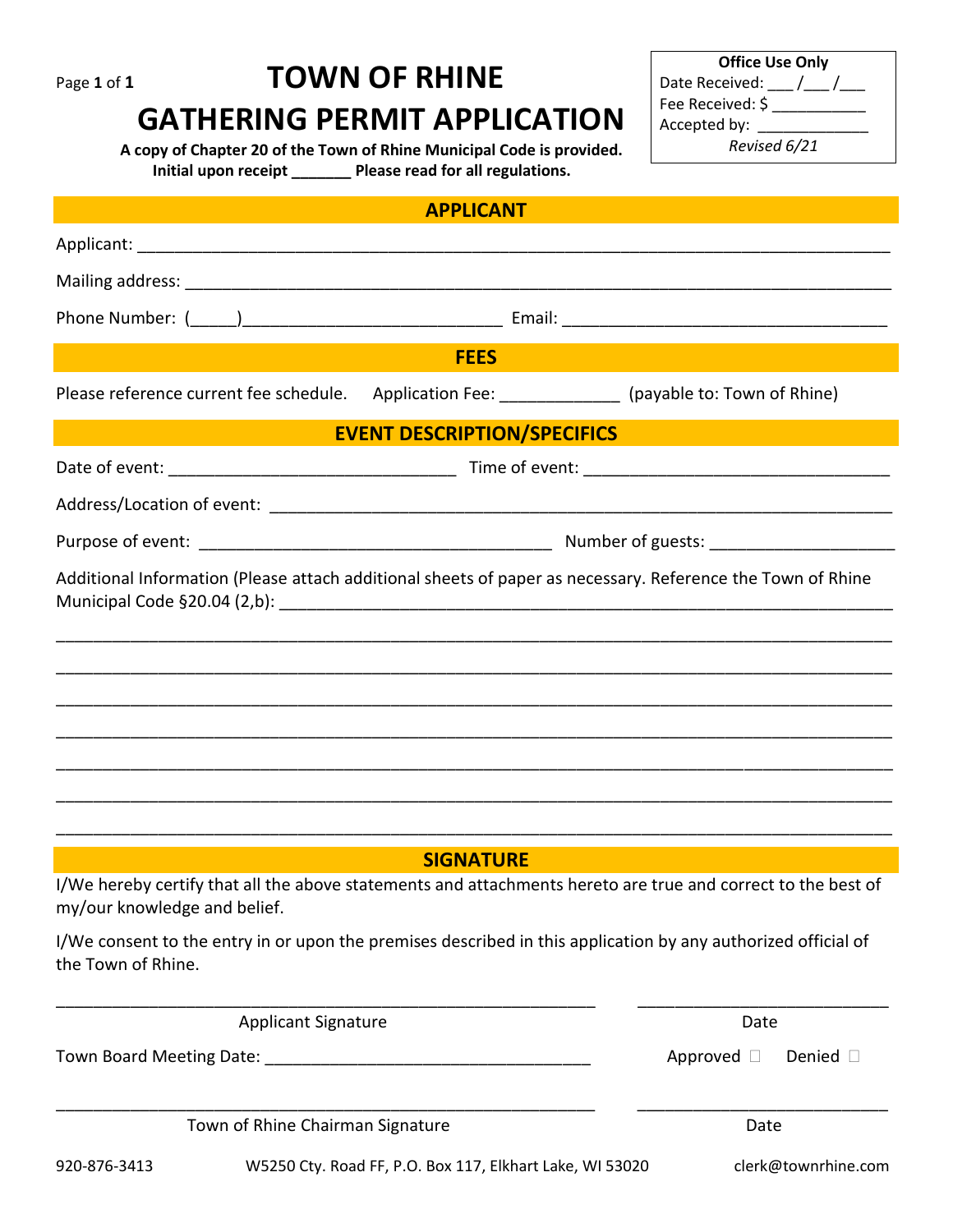Page **1** of **1**

# TOWN OF RHINE
# GATHERING PERMIT APPLICATION

**A copy of Chapter 20 of the Town of Rhine Municipal Code is provided.**
**Initial upon receipt _______ Please read for all regulations.**

| **Office Use Only** |
|---|
| Date Received: ___ /___ /___ |
| Fee Received: $ ___________ |
| Accepted by: _____________ |
| *Revised 6/21* |

## APPLICANT

Applicant: ______________________________________________________________________________

Mailing address: __________________________________________________________________________

Phone Number: (_____)____________________________ Email: ___________________________________

## FEES

Please reference current fee schedule. Application Fee: _____________ (payable to: Town of Rhine)

## EVENT DESCRIPTION/SPECIFICS

Date of event: _______________________________ Time of event: _________________________________

Address/Location of event: ___________________________________________________________________

Purpose of event: _____________________________________ Number of guests: ____________________

Additional Information (Please attach additional sheets of paper as necessary. Reference the Town of Rhine Municipal Code §20.04 (2,b): _________________________________________________________________

_____________________________________________________________________________________________

_____________________________________________________________________________________________

_____________________________________________________________________________________________

_____________________________________________________________________________________________

_____________________________________________________________________________________________

_____________________________________________________________________________________________

_____________________________________________________________________________________________

## SIGNATURE

I/We hereby certify that all the above statements and attachments hereto are true and correct to the best of my/our knowledge and belief.

I/We consent to the entry in or upon the premises described in this application by any authorized official of the Town of Rhine.

____________________________________________________________ ____________________________

Applicant Signature — Date

Town Board Meeting Date: ___________________________________ Approved ☐ Denied ☐

____________________________________________________________ ____________________________

Town of Rhine Chairman Signature — Date

920-876-3413 W5250 Cty. Road FF, P.O. Box 117, Elkhart Lake, WI 53020 clerk@townrhine.com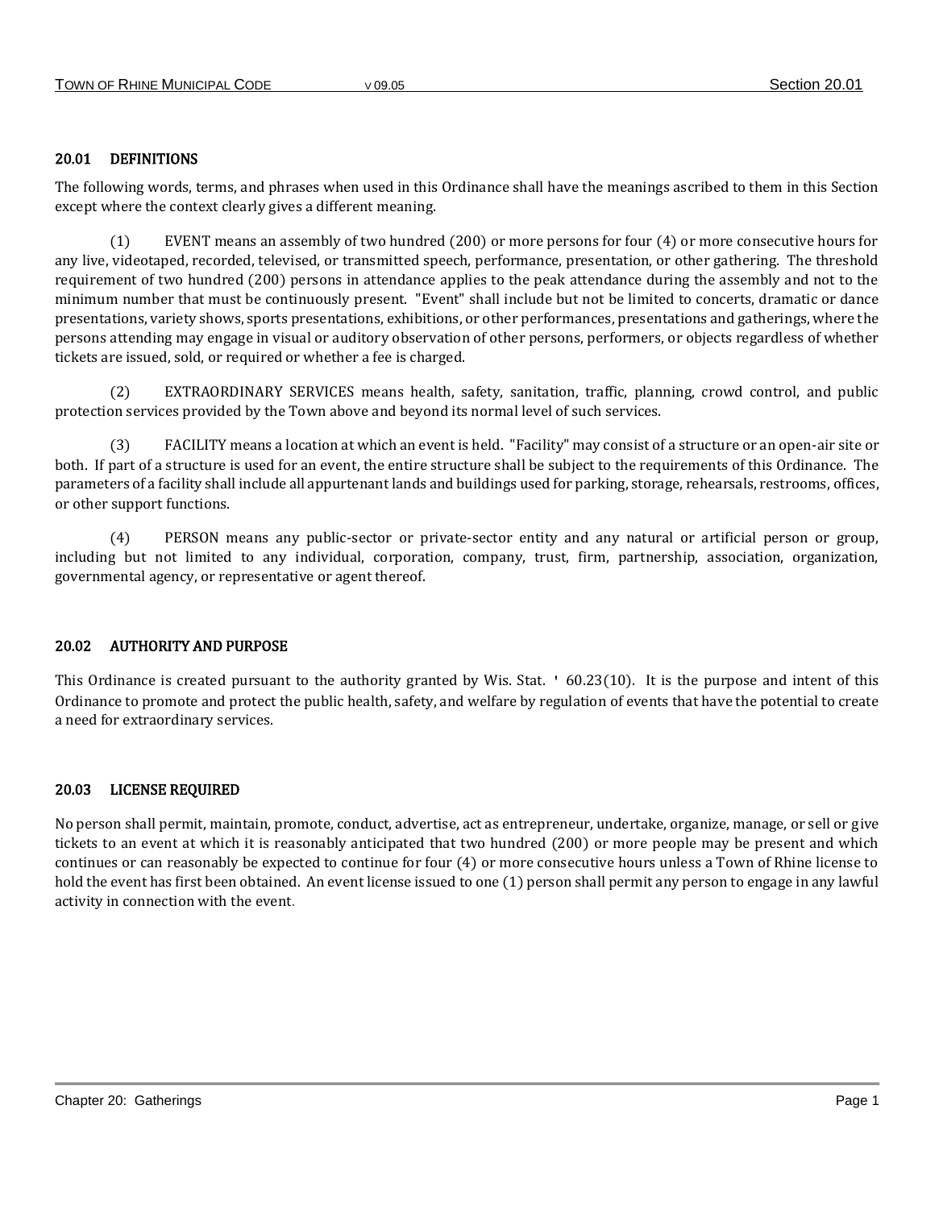## 20.01 DEFINITIONS

The following words, terms, and phrases when used in this Ordinance shall have the meanings ascribed to them in this Section except where the context clearly gives a different meaning.

(1) EVENT means an assembly of two hundred (200) or more persons for four (4) or more consecutive hours for any live, videotaped, recorded, televised, or transmitted speech, performance, presentation, or other gathering. The threshold requirement of two hundred (200) persons in attendance applies to the peak attendance during the assembly and not to the minimum number that must be continuously present. "Event" shall include but not be limited to concerts, dramatic or dance presentations, variety shows, sports presentations, exhibitions, or other performances, presentations and gatherings, where the persons attending may engage in visual or auditory observation of other persons, performers, or objects regardless of whether tickets are issued, sold, or required or whether a fee is charged.

(2) EXTRAORDINARY SERVICES means health, safety, sanitation, traffic, planning, crowd control, and public protection services provided by the Town above and beyond its normal level of such services.

(3) FACILITY means a location at which an event is held. "Facility" may consist of a structure or an open-air site or both. If part of a structure is used for an event, the entire structure shall be subject to the requirements of this Ordinance. The parameters of a facility shall include all appurtenant lands and buildings used for parking, storage, rehearsals, restrooms, offices, or other support functions.

(4) PERSON means any public-sector or private-sector entity and any natural or artificial person or group, including but not limited to any individual, corporation, company, trust, firm, partnership, association, organization, governmental agency, or representative or agent thereof.

## 20.02 AUTHORITY AND PURPOSE

This Ordinance is created pursuant to the authority granted by Wis. Stat. ' 60.23(10). It is the purpose and intent of this Ordinance to promote and protect the public health, safety, and welfare by regulation of events that have the potential to create a need for extraordinary services.

## 20.03 LICENSE REQUIRED

No person shall permit, maintain, promote, conduct, advertise, act as entrepreneur, undertake, organize, manage, or sell or give tickets to an event at which it is reasonably anticipated that two hundred (200) or more people may be present and which continues or can reasonably be expected to continue for four (4) or more consecutive hours unless a Town of Rhine license to hold the event has first been obtained. An event license issued to one (1) person shall permit any person to engage in any lawful activity in connection with the event.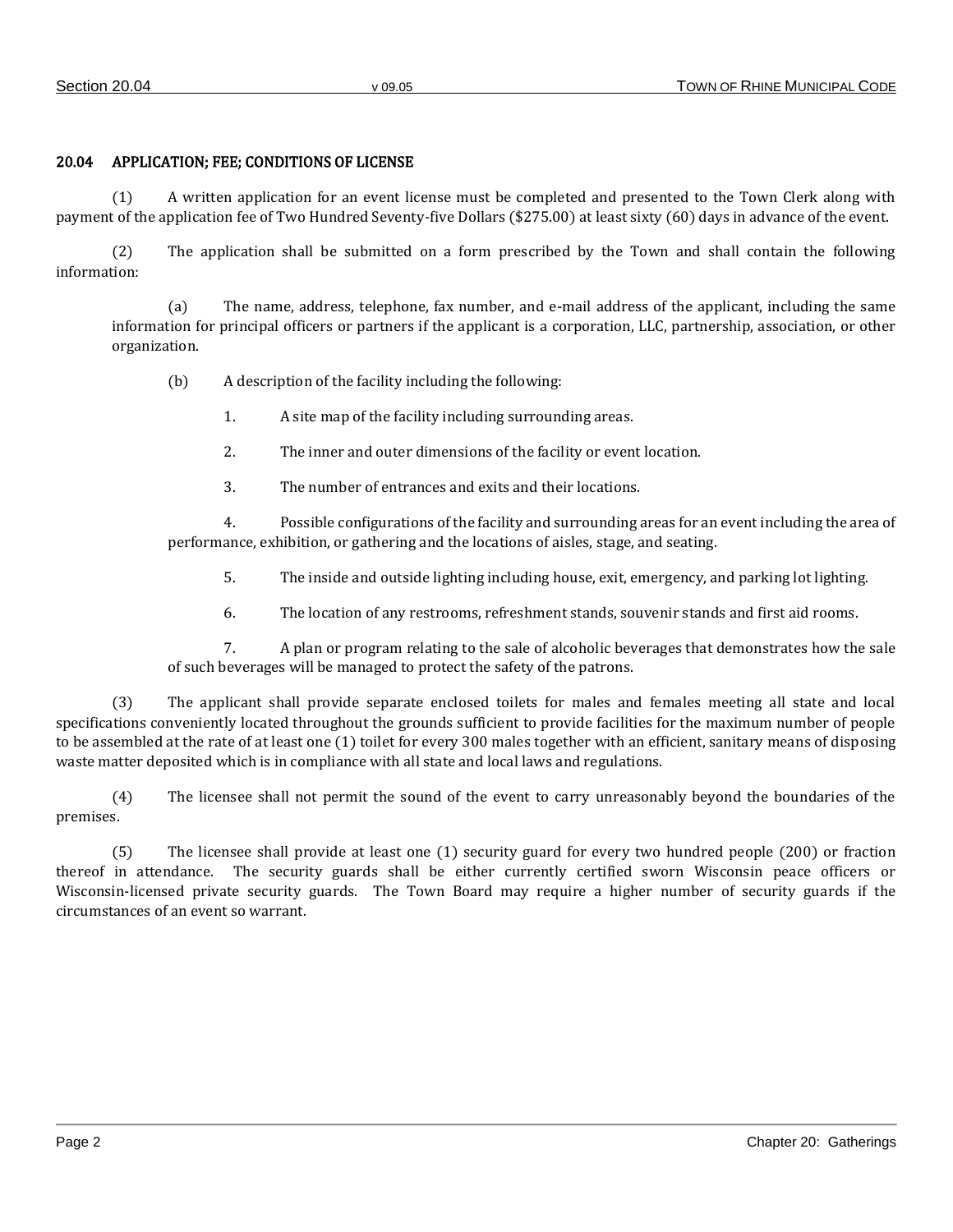## 20.04 APPLICATION; FEE; CONDITIONS OF LICENSE

(1) A written application for an event license must be completed and presented to the Town Clerk along with payment of the application fee of Two Hundred Seventy-five Dollars ($275.00) at least sixty (60) days in advance of the event.

(2) The application shall be submitted on a form prescribed by the Town and shall contain the following information:

(a) The name, address, telephone, fax number, and e-mail address of the applicant, including the same information for principal officers or partners if the applicant is a corporation, LLC, partnership, association, or other organization.

(b) A description of the facility including the following:

1. A site map of the facility including surrounding areas.

2. The inner and outer dimensions of the facility or event location.

3. The number of entrances and exits and their locations.

4. Possible configurations of the facility and surrounding areas for an event including the area of performance, exhibition, or gathering and the locations of aisles, stage, and seating.

5. The inside and outside lighting including house, exit, emergency, and parking lot lighting.

6. The location of any restrooms, refreshment stands, souvenir stands and first aid rooms.

7. A plan or program relating to the sale of alcoholic beverages that demonstrates how the sale of such beverages will be managed to protect the safety of the patrons.

(3) The applicant shall provide separate enclosed toilets for males and females meeting all state and local specifications conveniently located throughout the grounds sufficient to provide facilities for the maximum number of people to be assembled at the rate of at least one (1) toilet for every 300 males together with an efficient, sanitary means of disposing waste matter deposited which is in compliance with all state and local laws and regulations.

(4) The licensee shall not permit the sound of the event to carry unreasonably beyond the boundaries of the premises.

(5) The licensee shall provide at least one (1) security guard for every two hundred people (200) or fraction thereof in attendance. The security guards shall be either currently certified sworn Wisconsin peace officers or Wisconsin-licensed private security guards. The Town Board may require a higher number of security guards if the circumstances of an event so warrant.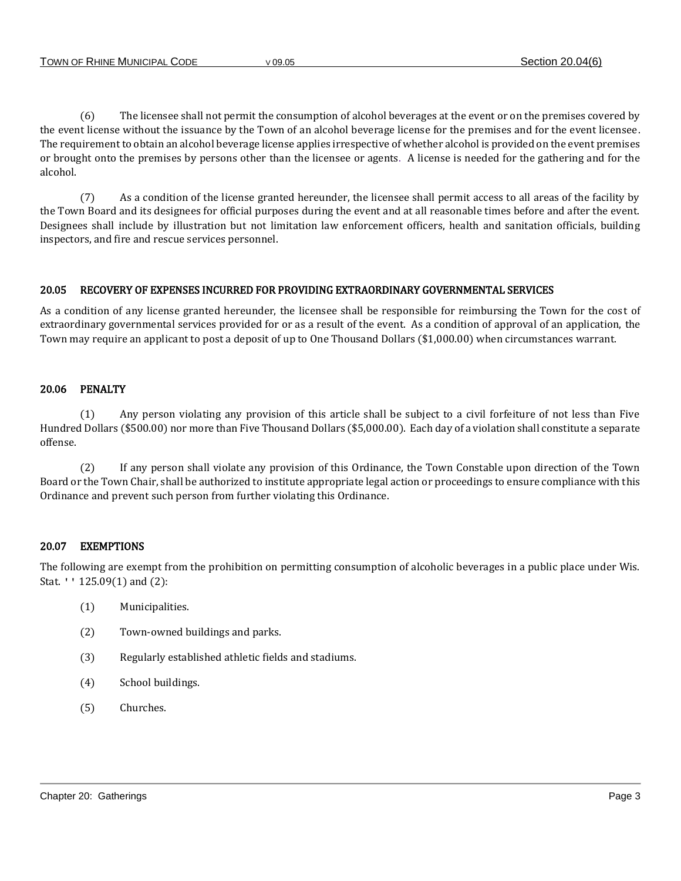(6) The licensee shall not permit the consumption of alcohol beverages at the event or on the premises covered by the event license without the issuance by the Town of an alcohol beverage license for the premises and for the event licensee. The requirement to obtain an alcohol beverage license applies irrespective of whether alcohol is provided on the event premises or brought onto the premises by persons other than the licensee or agents. A license is needed for the gathering and for the alcohol.

(7) As a condition of the license granted hereunder, the licensee shall permit access to all areas of the facility by the Town Board and its designees for official purposes during the event and at all reasonable times before and after the event. Designees shall include by illustration but not limitation law enforcement officers, health and sanitation officials, building inspectors, and fire and rescue services personnel.

## 20.05 RECOVERY OF EXPENSES INCURRED FOR PROVIDING EXTRAORDINARY GOVERNMENTAL SERVICES

As a condition of any license granted hereunder, the licensee shall be responsible for reimbursing the Town for the cost of extraordinary governmental services provided for or as a result of the event. As a condition of approval of an application, the Town may require an applicant to post a deposit of up to One Thousand Dollars ($1,000.00) when circumstances warrant.

## 20.06 PENALTY

(1) Any person violating any provision of this article shall be subject to a civil forfeiture of not less than Five Hundred Dollars ($500.00) nor more than Five Thousand Dollars ($5,000.00). Each day of a violation shall constitute a separate offense.

(2) If any person shall violate any provision of this Ordinance, the Town Constable upon direction of the Town Board or the Town Chair, shall be authorized to institute appropriate legal action or proceedings to ensure compliance with this Ordinance and prevent such person from further violating this Ordinance.

## 20.07 EXEMPTIONS

The following are exempt from the prohibition on permitting consumption of alcoholic beverages in a public place under Wis. Stat. '' 125.09(1) and (2):

(1) Municipalities.

(2) Town-owned buildings and parks.

(3) Regularly established athletic fields and stadiums.

(4) School buildings.

(5) Churches.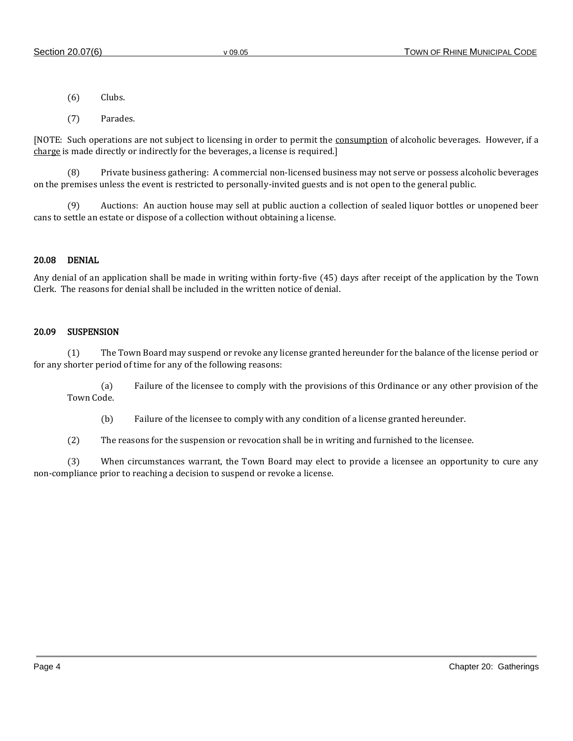(6) Clubs.

(7) Parades.

[NOTE: Such operations are not subject to licensing in order to permit the <u>consumption</u> of alcoholic beverages. However, if a <u>charge</u> is made directly or indirectly for the beverages, a license is required.]

(8) Private business gathering: A commercial non-licensed business may not serve or possess alcoholic beverages on the premises unless the event is restricted to personally-invited guests and is not open to the general public.

(9) Auctions: An auction house may sell at public auction a collection of sealed liquor bottles or unopened beer cans to settle an estate or dispose of a collection without obtaining a license.

## 20.08 DENIAL

Any denial of an application shall be made in writing within forty-five (45) days after receipt of the application by the Town Clerk. The reasons for denial shall be included in the written notice of denial.

## 20.09 SUSPENSION

(1) The Town Board may suspend or revoke any license granted hereunder for the balance of the license period or for any shorter period of time for any of the following reasons:

(a) Failure of the licensee to comply with the provisions of this Ordinance or any other provision of the Town Code.

(b) Failure of the licensee to comply with any condition of a license granted hereunder.

(2) The reasons for the suspension or revocation shall be in writing and furnished to the licensee.

(3) When circumstances warrant, the Town Board may elect to provide a licensee an opportunity to cure any non-compliance prior to reaching a decision to suspend or revoke a license.